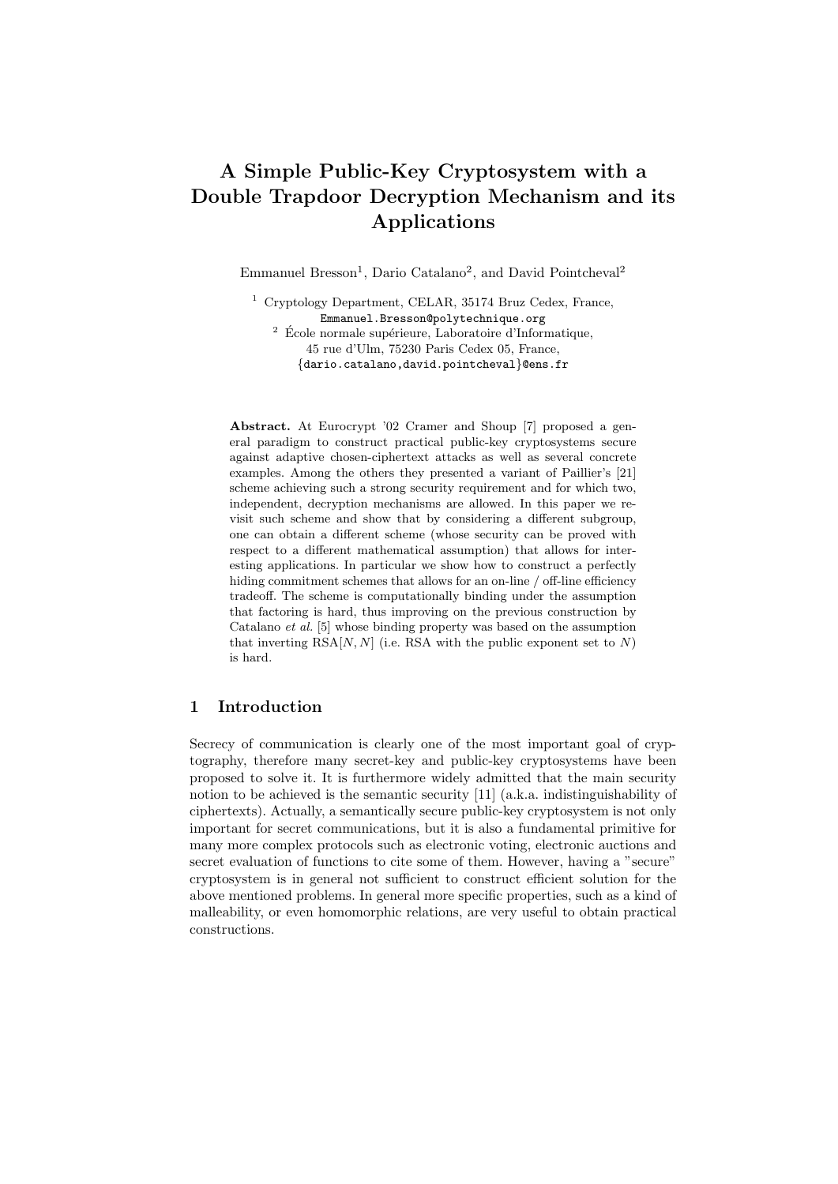# A Simple Public-Key Cryptosystem with a Double Trapdoor Decryption Mechanism and its Applications

Emmanuel Bresson[1], Dario Catalano[2], and David Pointcheval[2]

[1] Cryptology Department, CELAR, 35174 Bruz Cedex, France,
Emmanuel.Bresson@polytechnique.org

[2] École normale supérieure, Laboratoire d'Informatique,
45 rue d'Ulm, 75230 Paris Cedex 05, France,
{dario.catalano,david.pointcheval}@ens.fr

**Abstract.** At Eurocrypt '02 Cramer and Shoup [7] proposed a general paradigm to construct practical public-key cryptosystems secure against adaptive chosen-ciphertext attacks as well as several concrete examples. Among the others they presented a variant of Paillier's [21] scheme achieving such a strong security requirement and for which two, independent, decryption mechanisms are allowed. In this paper we revisit such scheme and show that by considering a different subgroup, one can obtain a different scheme (whose security can be proved with respect to a different mathematical assumption) that allows for interesting applications. In particular we show how to construct a perfectly hiding commitment schemes that allows for an on-line / off-line efficiency tradeoff. The scheme is computationally binding under the assumption that factoring is hard, thus improving on the previous construction by Catalano *et al.* [5] whose binding property was based on the assumption that inverting $\mathrm{RSA}[N,N]$ (i.e. RSA with the public exponent set to $N$) is hard.

## 1 Introduction

Secrecy of communication is clearly one of the most important goal of cryptography, therefore many secret-key and public-key cryptosystems have been proposed to solve it. It is furthermore widely admitted that the main security notion to be achieved is the semantic security [11] (a.k.a. indistinguishability of ciphertexts). Actually, a semantically secure public-key cryptosystem is not only important for secret communications, but it is also a fundamental primitive for many more complex protocols such as electronic voting, electronic auctions and secret evaluation of functions to cite some of them. However, having a "secure" cryptosystem is in general not sufficient to construct efficient solution for the above mentioned problems. In general more specific properties, such as a kind of malleability, or even homomorphic relations, are very useful to obtain practical constructions.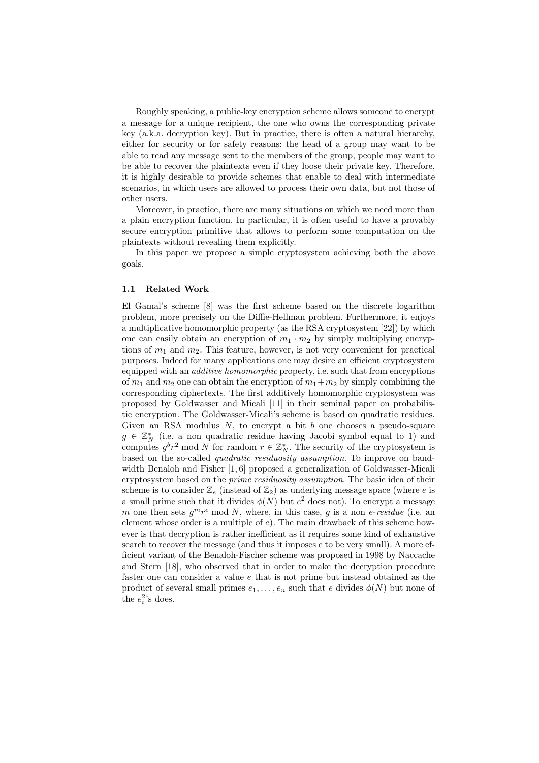Roughly speaking, a public-key encryption scheme allows someone to encrypt a message for a unique recipient, the one who owns the corresponding private key (a.k.a. decryption key). But in practice, there is often a natural hierarchy, either for security or for safety reasons: the head of a group may want to be able to read any message sent to the members of the group, people may want to be able to recover the plaintexts even if they loose their private key. Therefore, it is highly desirable to provide schemes that enable to deal with intermediate scenarios, in which users are allowed to process their own data, but not those of other users.

Moreover, in practice, there are many situations on which we need more than a plain encryption function. In particular, it is often useful to have a provably secure encryption primitive that allows to perform some computation on the plaintexts without revealing them explicitly.

In this paper we propose a simple cryptosystem achieving both the above goals.

### 1.1 Related Work

El Gamal's scheme [8] was the first scheme based on the discrete logarithm problem, more precisely on the Diffie-Hellman problem. Furthermore, it enjoys a multiplicative homomorphic property (as the RSA cryptosystem [22]) by which one can easily obtain an encryption of $m_1 \cdot m_2$ by simply multiplying encryptions of $m_1$ and $m_2$. This feature, however, is not very convenient for practical purposes. Indeed for many applications one may desire an efficient cryptosystem equipped with an *additive homomorphic* property, i.e. such that from encryptions of $m_1$ and $m_2$ one can obtain the encryption of $m_1 + m_2$ by simply combining the corresponding ciphertexts. The first additively homomorphic cryptosystem was proposed by Goldwasser and Micali [11] in their seminal paper on probabilistic encryption. The Goldwasser-Micali's scheme is based on quadratic residues. Given an RSA modulus $N$, to encrypt a bit $b$ one chooses a pseudo-square $g \in \mathbb{Z}_N^*$ (i.e. a non quadratic residue having Jacobi symbol equal to 1) and computes $g^b r^2 \bmod N$ for random $r \in \mathbb{Z}_N^*$. The security of the cryptosystem is based on the so-called *quadratic residuosity assumption*. To improve on bandwidth Benaloh and Fisher [1, 6] proposed a generalization of Goldwasser-Micali cryptosystem based on the *prime residuosity assumption*. The basic idea of their scheme is to consider $\mathbb{Z}_e$ (instead of $\mathbb{Z}_2$) as underlying message space (where $e$ is a small prime such that it divides $\phi(N)$ but $e^2$ does not). To encrypt a message $m$ one then sets $g^m r^e \bmod N$, where, in this case, $g$ is a non *e-residue* (i.e. an element whose order is a multiple of $e$). The main drawback of this scheme however is that decryption is rather inefficient as it requires some kind of exhaustive search to recover the message (and thus it imposes $e$ to be very small). A more efficient variant of the Benaloh-Fischer scheme was proposed in 1998 by Naccache and Stern [18], who observed that in order to make the decryption procedure faster one can consider a value $e$ that is not prime but instead obtained as the product of several small primes $e_1, \ldots, e_n$ such that $e$ divides $\phi(N)$ but none of the $e_i^2$'s does.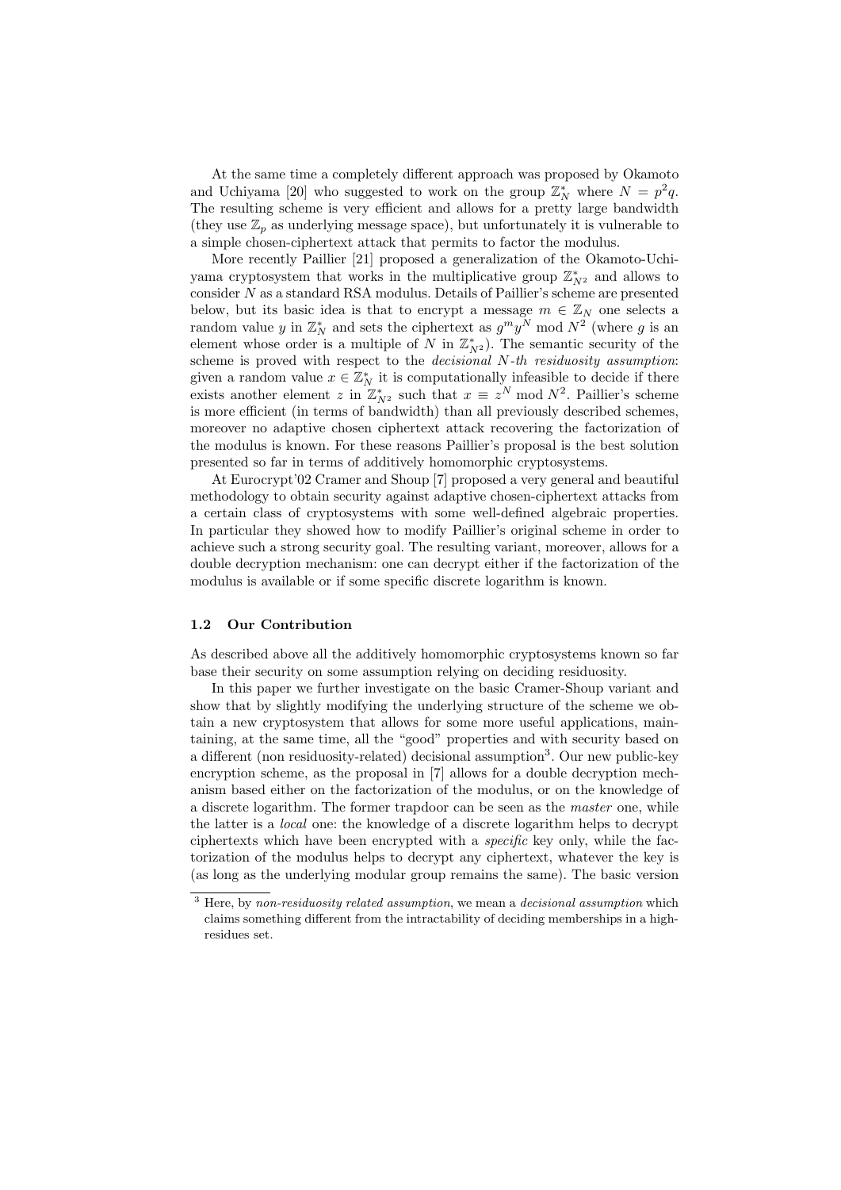At the same time a completely different approach was proposed by Okamoto and Uchiyama [20] who suggested to work on the group $\mathbb{Z}_N^*$ where $N = p^2q$. The resulting scheme is very efficient and allows for a pretty large bandwidth (they use $\mathbb{Z}_p$ as underlying message space), but unfortunately it is vulnerable to a simple chosen-ciphertext attack that permits to factor the modulus.

More recently Paillier [21] proposed a generalization of the Okamoto-Uchiyama cryptosystem that works in the multiplicative group $\mathbb{Z}_{N^2}^*$ and allows to consider $N$ as a standard RSA modulus. Details of Paillier's scheme are presented below, but its basic idea is that to encrypt a message $m \in \mathbb{Z}_N$ one selects a random value $y$ in $\mathbb{Z}_N^*$ and sets the ciphertext as $g^m y^N \bmod N^2$ (where $g$ is an element whose order is a multiple of $N$ in $\mathbb{Z}_{N^2}^*$). The semantic security of the scheme is proved with respect to the *decisional N-th residuosity assumption*: given a random value $x \in \mathbb{Z}_N^*$ it is computationally infeasible to decide if there exists another element $z$ in $\mathbb{Z}_{N^2}^*$ such that $x \equiv z^N \bmod N^2$. Paillier's scheme is more efficient (in terms of bandwidth) than all previously described schemes, moreover no adaptive chosen ciphertext attack recovering the factorization of the modulus is known. For these reasons Paillier's proposal is the best solution presented so far in terms of additively homomorphic cryptosystems.

At Eurocrypt'02 Cramer and Shoup [7] proposed a very general and beautiful methodology to obtain security against adaptive chosen-ciphertext attacks from a certain class of cryptosystems with some well-defined algebraic properties. In particular they showed how to modify Paillier's original scheme in order to achieve such a strong security goal. The resulting variant, moreover, allows for a double decryption mechanism: one can decrypt either if the factorization of the modulus is available or if some specific discrete logarithm is known.

### 1.2 Our Contribution

As described above all the additively homomorphic cryptosystems known so far base their security on some assumption relying on deciding residuosity.

In this paper we further investigate on the basic Cramer-Shoup variant and show that by slightly modifying the underlying structure of the scheme we obtain a new cryptosystem that allows for some more useful applications, maintaining, at the same time, all the "good" properties and with security based on a different (non residuosity-related) decisional assumption[3]. Our new public-key encryption scheme, as the proposal in [7] allows for a double decryption mechanism based either on the factorization of the modulus, or on the knowledge of a discrete logarithm. The former trapdoor can be seen as the *master* one, while the latter is a *local* one: the knowledge of a discrete logarithm helps to decrypt ciphertexts which have been encrypted with a *specific* key only, while the factorization of the modulus helps to decrypt any ciphertext, whatever the key is (as long as the underlying modular group remains the same). The basic version

[3] Here, by *non-residuosity related assumption*, we mean a *decisional assumption* which claims something different from the intractability of deciding memberships in a high-residues set.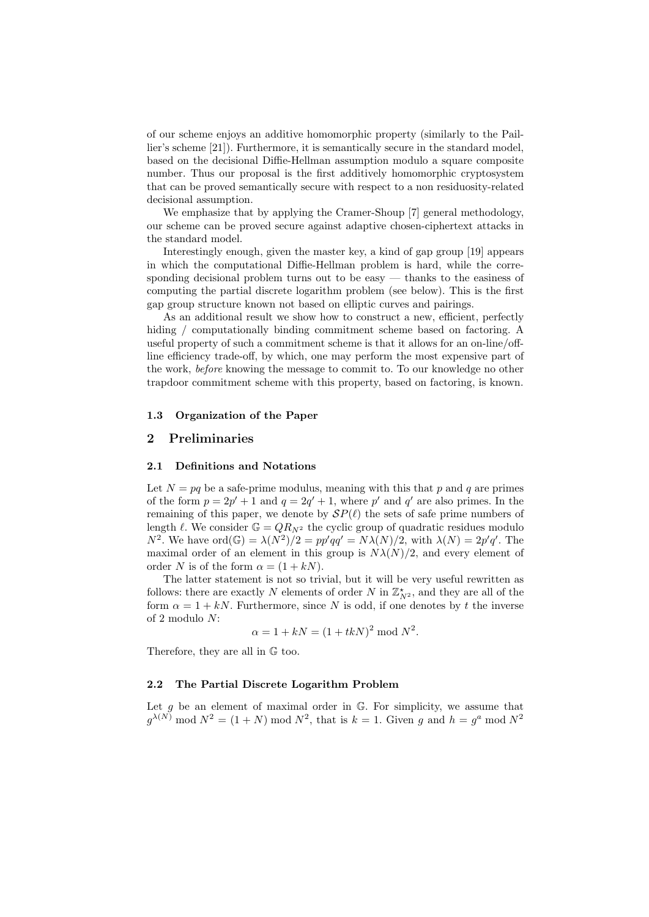of our scheme enjoys an additive homomorphic property (similarly to the Paillier's scheme [21]). Furthermore, it is semantically secure in the standard model, based on the decisional Diffie-Hellman assumption modulo a square composite number. Thus our proposal is the first additively homomorphic cryptosystem that can be proved semantically secure with respect to a non residuosity-related decisional assumption.

We emphasize that by applying the Cramer-Shoup [7] general methodology, our scheme can be proved secure against adaptive chosen-ciphertext attacks in the standard model.

Interestingly enough, given the master key, a kind of gap group [19] appears in which the computational Diffie-Hellman problem is hard, while the corresponding decisional problem turns out to be easy — thanks to the easiness of computing the partial discrete logarithm problem (see below). This is the first gap group structure known not based on elliptic curves and pairings.

As an additional result we show how to construct a new, efficient, perfectly hiding / computationally binding commitment scheme based on factoring. A useful property of such a commitment scheme is that it allows for an on-line/off-line efficiency trade-off, by which, one may perform the most expensive part of the work, *before* knowing the message to commit to. To our knowledge no other trapdoor commitment scheme with this property, based on factoring, is known.

### 1.3 Organization of the Paper

## 2 Preliminaries

### 2.1 Definitions and Notations

Let $N = pq$ be a safe-prime modulus, meaning with this that $p$ and $q$ are primes of the form $p = 2p' + 1$ and $q = 2q' + 1$, where $p'$ and $q'$ are also primes. In the remaining of this paper, we denote by $\mathcal{SP}(\ell)$ the sets of safe prime numbers of length $\ell$. We consider $\mathbb{G} = QR_{N^2}$ the cyclic group of quadratic residues modulo $N^2$. We have $\text{ord}(\mathbb{G}) = \lambda(N^2)/2 = pp'qq' = N\lambda(N)/2$, with $\lambda(N) = 2p'q'$. The maximal order of an element in this group is $N\lambda(N)/2$, and every element of order $N$ is of the form $\alpha = (1 + kN)$.

The latter statement is not so trivial, but it will be very useful rewritten as follows: there are exactly $N$ elements of order $N$ in $\mathbb{Z}_{N^2}^\star$, and they are all of the form $\alpha = 1 + kN$. Furthermore, since $N$ is odd, if one denotes by $t$ the inverse of 2 modulo $N$:

$$\alpha = 1 + kN = (1 + tkN)^2 \bmod N^2.$$

Therefore, they are all in $\mathbb{G}$ too.

### 2.2 The Partial Discrete Logarithm Problem

Let $g$ be an element of maximal order in $\mathbb{G}$. For simplicity, we assume that $g^{\lambda(N)} \bmod N^2 = (1 + N) \bmod N^2$, that is $k = 1$. Given $g$ and $h = g^a \bmod N^2$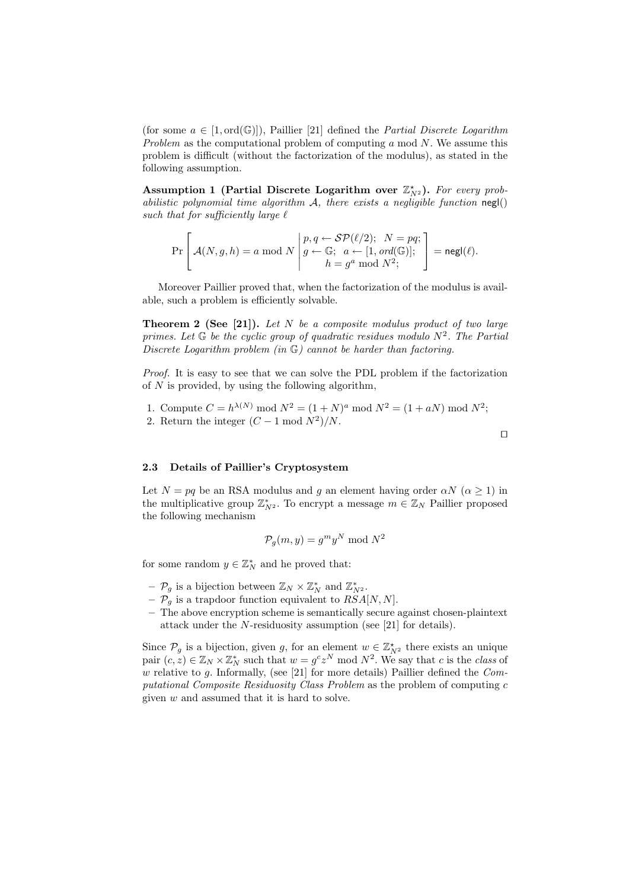(for some $a \in [1, \text{ord}(\mathbb{G})]$), Paillier [21] defined the *Partial Discrete Logarithm Problem* as the computational problem of computing $a \bmod N$. We assume this problem is difficult (without the factorization of the modulus), as stated in the following assumption.

**Assumption 1 (Partial Discrete Logarithm over $\mathbb{Z}^{\star}_{N^2}$).** *For every probabilistic polynomial time algorithm $\mathcal{A}$, there exists a negligible function* $\mathsf{negl}()$ *such that for sufficiently large* $\ell$

$$\Pr\left[ \mathcal{A}(N, g, h) = a \bmod N \;\middle|\; \begin{array}{c} p, q \leftarrow \mathcal{SP}(\ell/2);\;\; N = pq; \\ g \leftarrow \mathbb{G};\;\; a \leftarrow [1, ord(\mathbb{G})]; \\ h = g^a \bmod N^2; \end{array} \right] = \mathsf{negl}(\ell).$$

Moreover Paillier proved that, when the factorization of the modulus is available, such a problem is efficiently solvable.

**Theorem 2 (See [21]).** *Let $N$ be a composite modulus product of two large primes. Let $\mathbb{G}$ be the cyclic group of quadratic residues modulo $N^2$. The Partial Discrete Logarithm problem (in $\mathbb{G}$) cannot be harder than factoring.*

*Proof.* It is easy to see that we can solve the PDL problem if the factorization of $N$ is provided, by using the following algorithm,

1. Compute $C = h^{\lambda(N)} \bmod N^2 = (1+N)^a \bmod N^2 = (1 + aN) \bmod N^2$;
2. Return the integer $(C - 1 \bmod N^2)/N$.

□

### 2.3 Details of Paillier's Cryptosystem

Let $N = pq$ be an RSA modulus and $g$ an element having order $\alpha N$ ($\alpha \geq 1$) in the multiplicative group $\mathbb{Z}^{*}_{N^2}$. To encrypt a message $m \in \mathbb{Z}_N$ Paillier proposed the following mechanism

$$\mathcal{P}_g(m, y) = g^m y^N \bmod N^2$$

for some random $y \in \mathbb{Z}^{*}_N$ and he proved that:

- $\mathcal{P}_g$ is a bijection between $\mathbb{Z}_N \times \mathbb{Z}^{*}_N$ and $\mathbb{Z}^{*}_{N^2}$.
- $\mathcal{P}_g$ is a trapdoor function equivalent to $RSA[N, N]$.
- The above encryption scheme is semantically secure against chosen-plaintext attack under the $N$-residuosity assumption (see [21] for details).

Since $\mathcal{P}_g$ is a bijection, given $g$, for an element $w \in \mathbb{Z}^{\star}_{N^2}$ there exists an unique pair $(c, z) \in \mathbb{Z}_N \times \mathbb{Z}^{*}_N$ such that $w = g^c z^N \bmod N^2$. We say that $c$ is the *class* of $w$ relative to $g$. Informally, (see [21] for more details) Paillier defined the *Computational Composite Residuosity Class Problem* as the problem of computing $c$ given $w$ and assumed that it is hard to solve.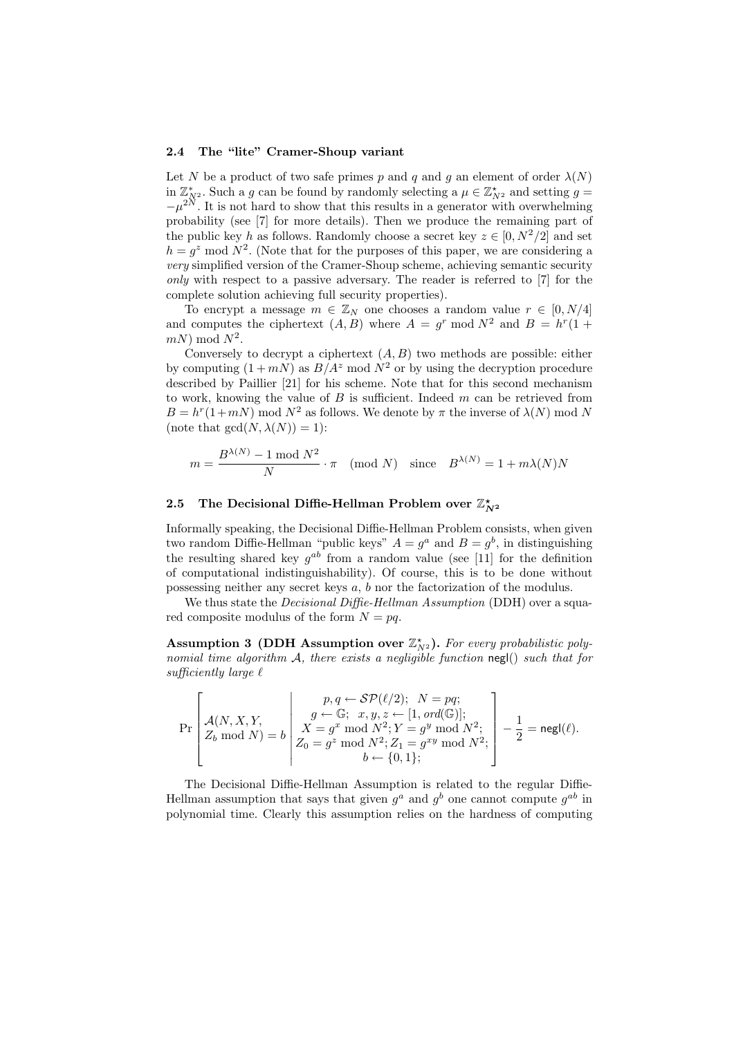### 2.4 The "lite" Cramer-Shoup variant

Let $N$ be a product of two safe primes $p$ and $q$ and $g$ an element of order $\lambda(N)$ in $\mathbb{Z}^\star_{N^2}$. Such a $g$ can be found by randomly selecting a $\mu \in \mathbb{Z}^\star_{N^2}$ and setting $g = -\mu^{2N}$. It is not hard to show that this results in a generator with overwhelming probability (see [7] for more details). Then we produce the remaining part of the public key $h$ as follows. Randomly choose a secret key $z \in [0, N^2/2]$ and set $h = g^z \bmod N^2$. (Note that for the purposes of this paper, we are considering a *very* simplified version of the Cramer-Shoup scheme, achieving semantic security *only* with respect to a passive adversary. The reader is referred to [7] for the complete solution achieving full security properties).

To encrypt a message $m \in \mathbb{Z}_N$ one chooses a random value $r \in [0, N/4]$ and computes the ciphertext $(A, B)$ where $A = g^r \bmod N^2$ and $B = h^r(1 + mN) \bmod N^2$.

Conversely to decrypt a ciphertext $(A, B)$ two methods are possible: either by computing $(1 + mN)$ as $B/A^z \bmod N^2$ or by using the decryption procedure described by Paillier [21] for his scheme. Note that for this second mechanism to work, knowing the value of $B$ is sufficient. Indeed $m$ can be retrieved from $B = h^r(1+mN) \bmod N^2$ as follows. We denote by $\pi$ the inverse of $\lambda(N) \bmod N$ (note that $\gcd(N, \lambda(N)) = 1$):

$$m = \frac{B^{\lambda(N)} - 1 \bmod N^2}{N} \cdot \pi \pmod N \quad \text{since} \quad B^{\lambda(N)} = 1 + m\lambda(N)N$$

### 2.5 The Decisional Diffie-Hellman Problem over $\mathbb{Z}^\star_{N^2}$

Informally speaking, the Decisional Diffie-Hellman Problem consists, when given two random Diffie-Hellman "public keys" $A = g^a$ and $B = g^b$, in distinguishing the resulting shared key $g^{ab}$ from a random value (see [11] for the definition of computational indistinguishability). Of course, this is to be done without possessing neither any secret keys $a$, $b$ nor the factorization of the modulus.

We thus state the *Decisional Diffie-Hellman Assumption* (DDH) over a squared composite modulus of the form $N = pq$.

**Assumption 3 (DDH Assumption over $\mathbb{Z}^\star_{N^2}$).** *For every probabilistic polynomial time algorithm $\mathcal{A}$, there exists a negligible function* $\mathsf{negl}()$ *such that for sufficiently large $\ell$*

$$\Pr\left[\begin{array}{l} \mathcal{A}(N, X, Y, \\ Z_b \bmod N) = b \end{array} \middle| \begin{array}{c} p, q \leftarrow \mathcal{SP}(\ell/2);\ \ N = pq; \\ g \leftarrow \mathbb{G};\ \ x, y, z \leftarrow [1, ord(\mathbb{G})]; \\ X = g^x \bmod N^2; Y = g^y \bmod N^2; \\ Z_0 = g^z \bmod N^2; Z_1 = g^{xy} \bmod N^2; \\ b \leftarrow \{0, 1\}; \end{array}\right] - \frac{1}{2} = \mathsf{negl}(\ell).$$

The Decisional Diffie-Hellman Assumption is related to the regular Diffie-Hellman assumption that says that given $g^a$ and $g^b$ one cannot compute $g^{ab}$ in polynomial time. Clearly this assumption relies on the hardness of computing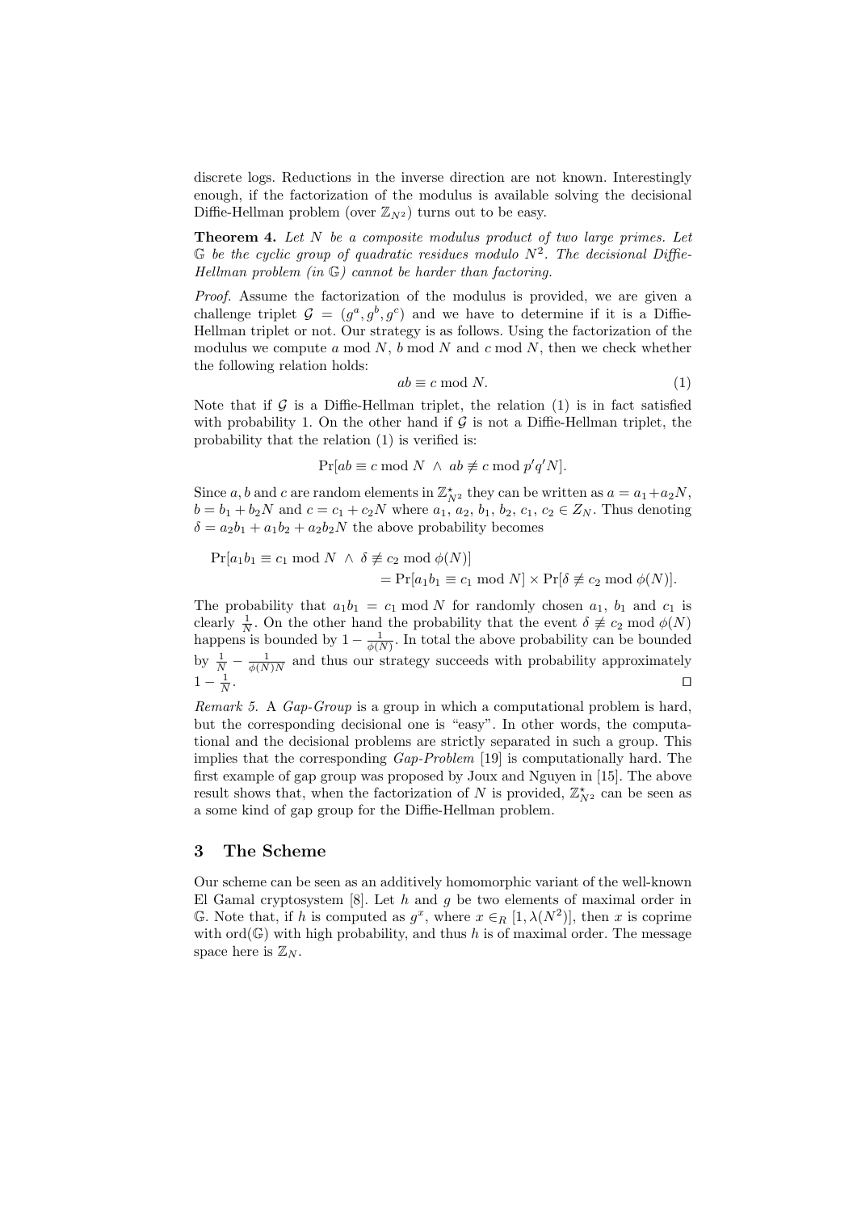discrete logs. Reductions in the inverse direction are not known. Interestingly enough, if the factorization of the modulus is available solving the decisional Diffie-Hellman problem (over $\mathbb{Z}_{N^2}$) turns out to be easy.

**Theorem 4.** *Let $N$ be a composite modulus product of two large primes. Let $\mathbb{G}$ be the cyclic group of quadratic residues modulo $N^2$. The decisional Diffie-Hellman problem (in $\mathbb{G}$) cannot be harder than factoring.*

*Proof.* Assume the factorization of the modulus is provided, we are given a challenge triplet $\mathcal{G} = (g^a, g^b, g^c)$ and we have to determine if it is a Diffie-Hellman triplet or not. Our strategy is as follows. Using the factorization of the modulus we compute $a \bmod N$, $b \bmod N$ and $c \bmod N$, then we check whether the following relation holds:

$$ab \equiv c \bmod N. \tag{1}$$

Note that if $\mathcal{G}$ is a Diffie-Hellman triplet, the relation (1) is in fact satisfied with probability 1. On the other hand if $\mathcal{G}$ is not a Diffie-Hellman triplet, the probability that the relation (1) is verified is:

$$\Pr[ab \equiv c \bmod N \ \wedge \ ab \not\equiv c \bmod p'q'N].$$

Since $a, b$ and $c$ are random elements in $\mathbb{Z}^{\star}_{N^2}$ they can be written as $a = a_1 + a_2 N$, $b = b_1 + b_2 N$ and $c = c_1 + c_2 N$ where $a_1$, $a_2$, $b_1$, $b_2$, $c_1$, $c_2 \in Z_N$. Thus denoting $\delta = a_2 b_1 + a_1 b_2 + a_2 b_2 N$ the above probability becomes

$$\begin{aligned}\Pr[a_1 b_1 \equiv c_1 \bmod N \ \wedge \ \delta \not\equiv c_2 \bmod \phi(N)]& \\ = \Pr[a_1 b_1 \equiv c_1 \bmod N] &\times \Pr[\delta \not\equiv c_2 \bmod \phi(N)].\end{aligned}$$

The probability that $a_1 b_1 = c_1 \bmod N$ for randomly chosen $a_1$, $b_1$ and $c_1$ is clearly $\frac{1}{N}$. On the other hand the probability that the event $\delta \not\equiv c_2 \bmod \phi(N)$ happens is bounded by $1 - \frac{1}{\phi(N)}$. In total the above probability can be bounded by $\frac{1}{N} - \frac{1}{\phi(N)N}$ and thus our strategy succeeds with probability approximately $1 - \frac{1}{N}$. ◻

*Remark 5.* A *Gap-Group* is a group in which a computational problem is hard, but the corresponding decisional one is "easy". In other words, the computational and the decisional problems are strictly separated in such a group. This implies that the corresponding *Gap-Problem* [19] is computationally hard. The first example of gap group was proposed by Joux and Nguyen in [15]. The above result shows that, when the factorization of $N$ is provided, $\mathbb{Z}^{\star}_{N^2}$ can be seen as a some kind of gap group for the Diffie-Hellman problem.

## 3 The Scheme

Our scheme can be seen as an additively homomorphic variant of the well-known El Gamal cryptosystem [8]. Let $h$ and $g$ be two elements of maximal order in $\mathbb{G}$. Note that, if $h$ is computed as $g^x$, where $x \in_R [1, \lambda(N^2)]$, then $x$ is coprime with $\text{ord}(\mathbb{G})$ with high probability, and thus $h$ is of maximal order. The message space here is $\mathbb{Z}_N$.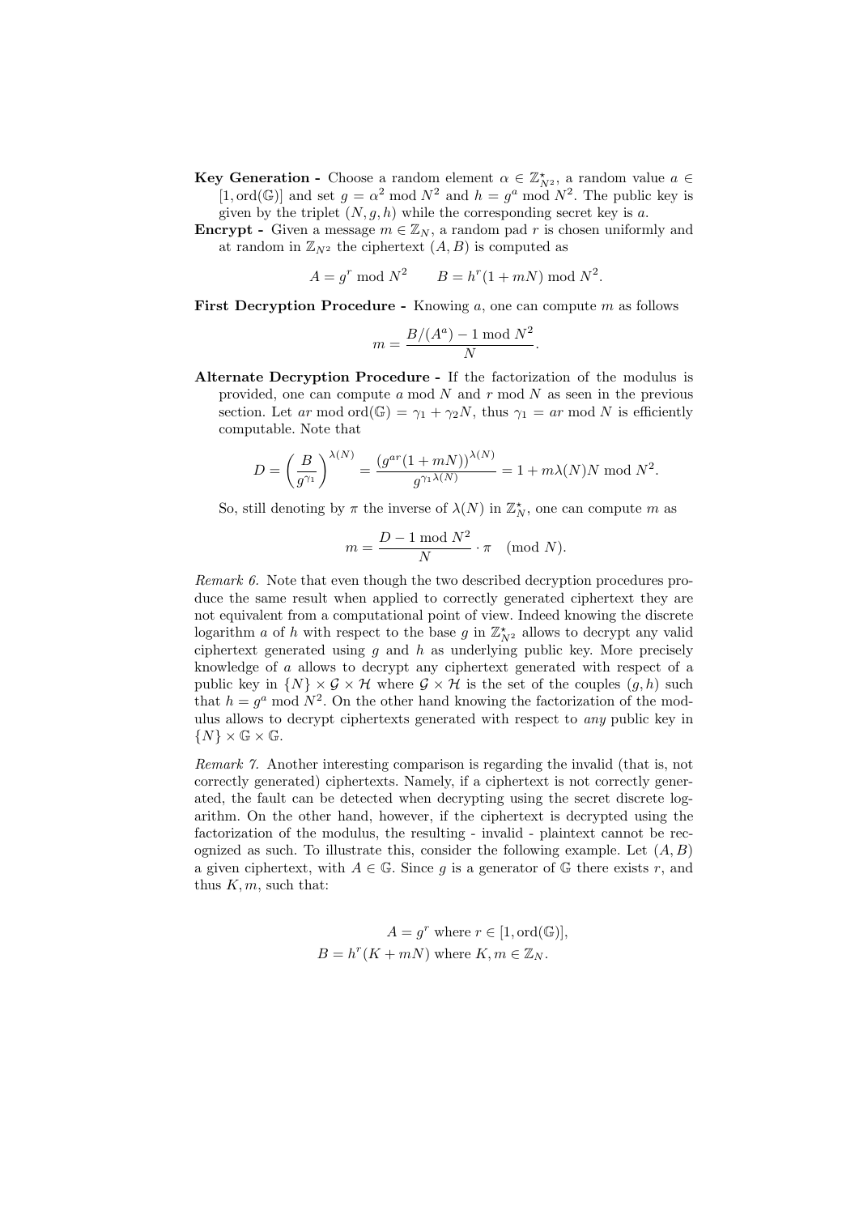**Key Generation -** Choose a random element $\alpha \in \mathbb{Z}^{\star}_{N^2}$, a random value $a \in [1, \mathrm{ord}(\mathbb{G})]$ and set $g = \alpha^2 \bmod N^2$ and $h = g^a \bmod N^2$. The public key is given by the triplet $(N, g, h)$ while the corresponding secret key is $a$.

**Encrypt -** Given a message $m \in \mathbb{Z}_N$, a random pad $r$ is chosen uniformly and at random in $\mathbb{Z}_{N^2}$ the ciphertext $(A, B)$ is computed as

$$A = g^r \bmod N^2 \qquad B = h^r(1 + mN) \bmod N^2.$$

**First Decryption Procedure -** Knowing $a$, one can compute $m$ as follows

$$m = \frac{B/(A^a) - 1 \bmod N^2}{N}.$$

**Alternate Decryption Procedure -** If the factorization of the modulus is provided, one can compute $a \bmod N$ and $r \bmod N$ as seen in the previous section. Let $ar \bmod \mathrm{ord}(\mathbb{G}) = \gamma_1 + \gamma_2 N$, thus $\gamma_1 = ar \bmod N$ is efficiently computable. Note that

$$D = \left(\frac{B}{g^{\gamma_1}}\right)^{\lambda(N)} = \frac{(g^{ar}(1 + mN))^{\lambda(N)}}{g^{\gamma_1 \lambda(N)}} = 1 + m\lambda(N)N \bmod N^2.$$

So, still denoting by $\pi$ the inverse of $\lambda(N)$ in $\mathbb{Z}^{\star}_N$, one can compute $m$ as

$$m = \frac{D - 1 \bmod N^2}{N} \cdot \pi \pmod{N}.$$

*Remark 6.* Note that even though the two described decryption procedures produce the same result when applied to correctly generated ciphertext they are not equivalent from a computational point of view. Indeed knowing the discrete logarithm $a$ of $h$ with respect to the base $g$ in $\mathbb{Z}^{\star}_{N^2}$ allows to decrypt any valid ciphertext generated using $g$ and $h$ as underlying public key. More precisely knowledge of $a$ allows to decrypt any ciphertext generated with respect of a public key in $\{N\} \times \mathcal{G} \times \mathcal{H}$ where $\mathcal{G} \times \mathcal{H}$ is the set of the couples $(g, h)$ such that $h = g^a \bmod N^2$. On the other hand knowing the factorization of the modulus allows to decrypt ciphertexts generated with respect to *any* public key in $\{N\} \times \mathbb{G} \times \mathbb{G}$.

*Remark 7.* Another interesting comparison is regarding the invalid (that is, not correctly generated) ciphertexts. Namely, if a ciphertext is not correctly generated, the fault can be detected when decrypting using the secret discrete logarithm. On the other hand, however, if the ciphertext is decrypted using the factorization of the modulus, the resulting - invalid - plaintext cannot be recognized as such. To illustrate this, consider the following example. Let $(A, B)$ a given ciphertext, with $A \in \mathbb{G}$. Since $g$ is a generator of $\mathbb{G}$ there exists $r$, and thus $K, m$, such that:

$$A = g^r \text{ where } r \in [1, \mathrm{ord}(\mathbb{G})],$$
$$B = h^r(K + mN) \text{ where } K, m \in \mathbb{Z}_N.$$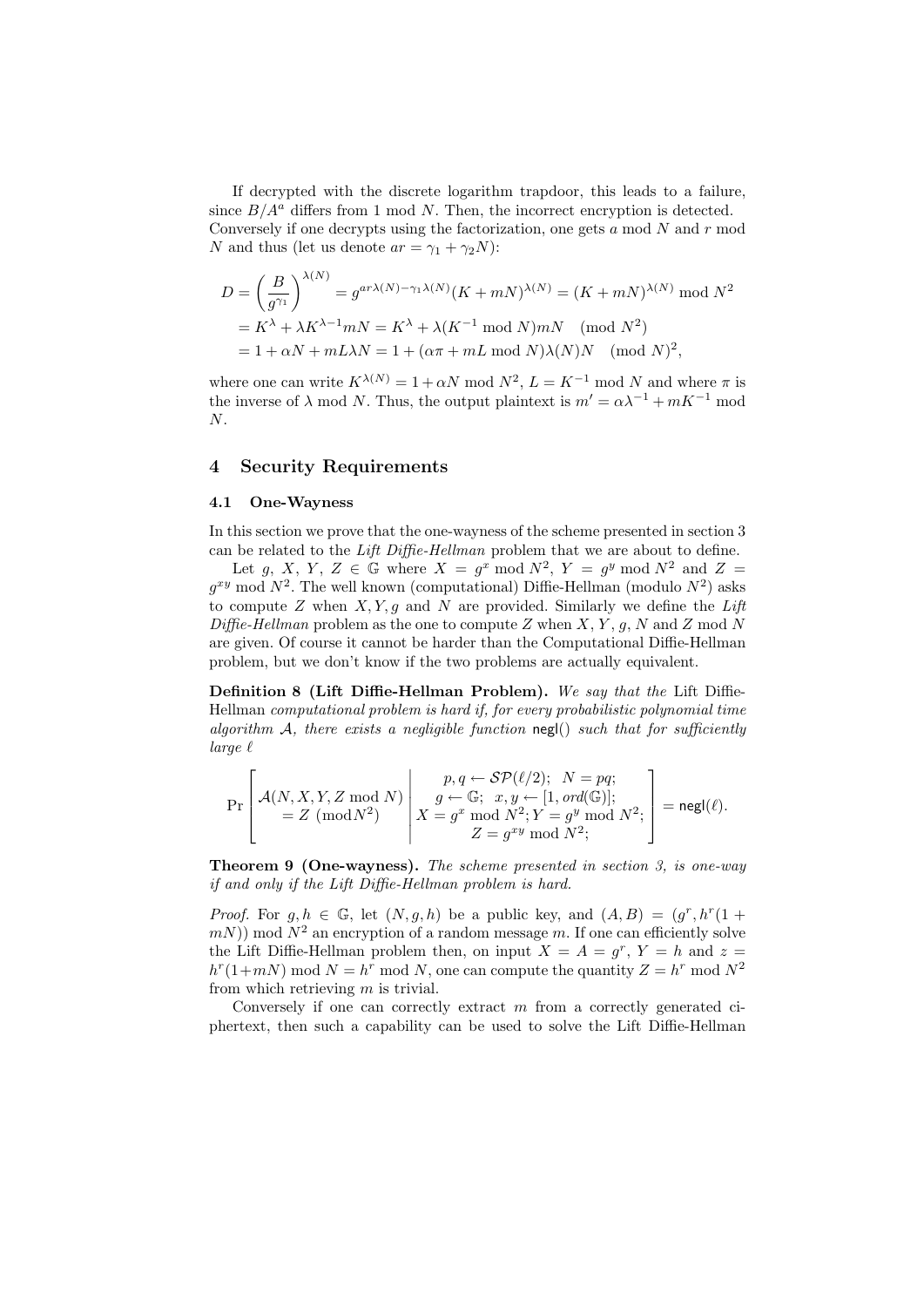If decrypted with the discrete logarithm trapdoor, this leads to a failure, since $B/A^a$ differs from 1 mod $N$. Then, the incorrect encryption is detected. Conversely if one decrypts using the factorization, one gets $a$ mod $N$ and $r$ mod $N$ and thus (let us denote $ar = \gamma_1 + \gamma_2 N$):

$$
\begin{aligned}
D &= \left(\frac{B}{g^{\gamma_1}}\right)^{\lambda(N)} = g^{ar\lambda(N) - \gamma_1 \lambda(N)}(K + mN)^{\lambda(N)} = (K + mN)^{\lambda(N)} \bmod N^2 \\
&= K^{\lambda} + \lambda K^{\lambda - 1} mN = K^{\lambda} + \lambda(K^{-1} \bmod N)mN \pmod{N^2} \\
&= 1 + \alpha N + mL\lambda N = 1 + (\alpha\pi + mL \bmod N)\lambda(N)N \pmod{N}^2,
\end{aligned}
$$

where one can write $K^{\lambda(N)} = 1 + \alpha N \bmod N^2$, $L = K^{-1} \bmod N$ and where $\pi$ is the inverse of $\lambda$ mod $N$. Thus, the output plaintext is $m' = \alpha\lambda^{-1} + mK^{-1} \bmod N$.

## 4 Security Requirements

### 4.1 One-Wayness

In this section we prove that the one-wayness of the scheme presented in section 3 can be related to the *Lift Diffie-Hellman* problem that we are about to define.

Let $g$, $X$, $Y$, $Z \in \mathbb{G}$ where $X = g^x \bmod N^2$, $Y = g^y \bmod N^2$ and $Z = g^{xy} \bmod N^2$. The well known (computational) Diffie-Hellman (modulo $N^2$) asks to compute $Z$ when $X, Y, g$ and $N$ are provided. Similarly we define the *Lift Diffie-Hellman* problem as the one to compute $Z$ when $X$, $Y$, $g$, $N$ and $Z$ mod $N$ are given. Of course it cannot be harder than the Computational Diffie-Hellman problem, but we don't know if the two problems are actually equivalent.

**Definition 8 (Lift Diffie-Hellman Problem).** *We say that the* Lift Diffie-Hellman *computational problem is hard if, for every probabilistic polynomial time algorithm $\mathcal{A}$, there exists a negligible function* $\mathsf{negl}()$ *such that for sufficiently large $\ell$*

$$
\Pr\left[\begin{array}{c} \mathcal{A}(N, X, Y, Z \bmod N) \\ = Z \; (\bmod N^2) \end{array} \middle| \begin{array}{c} p, q \leftarrow \mathcal{SP}(\ell/2);\;\; N = pq; \\ g \leftarrow \mathbb{G};\;\; x, y \leftarrow [1, ord(\mathbb{G})]; \\ X = g^x \bmod N^2; Y = g^y \bmod N^2; \\ Z = g^{xy} \bmod N^2; \end{array}\right] = \mathsf{negl}(\ell).
$$

**Theorem 9 (One-wayness).** *The scheme presented in section 3, is one-way if and only if the Lift Diffie-Hellman problem is hard.*

*Proof.* For $g, h \in \mathbb{G}$, let $(N, g, h)$ be a public key, and $(A, B) = (g^r, h^r(1 + mN)) \bmod N^2$ an encryption of a random message $m$. If one can efficiently solve the Lift Diffie-Hellman problem then, on input $X = A = g^r$, $Y = h$ and $z = h^r(1+mN) \bmod N = h^r \bmod N$, one can compute the quantity $Z = h^r \bmod N^2$ from which retrieving $m$ is trivial.

Conversely if one can correctly extract $m$ from a correctly generated ciphertext, then such a capability can be used to solve the Lift Diffie-Hellman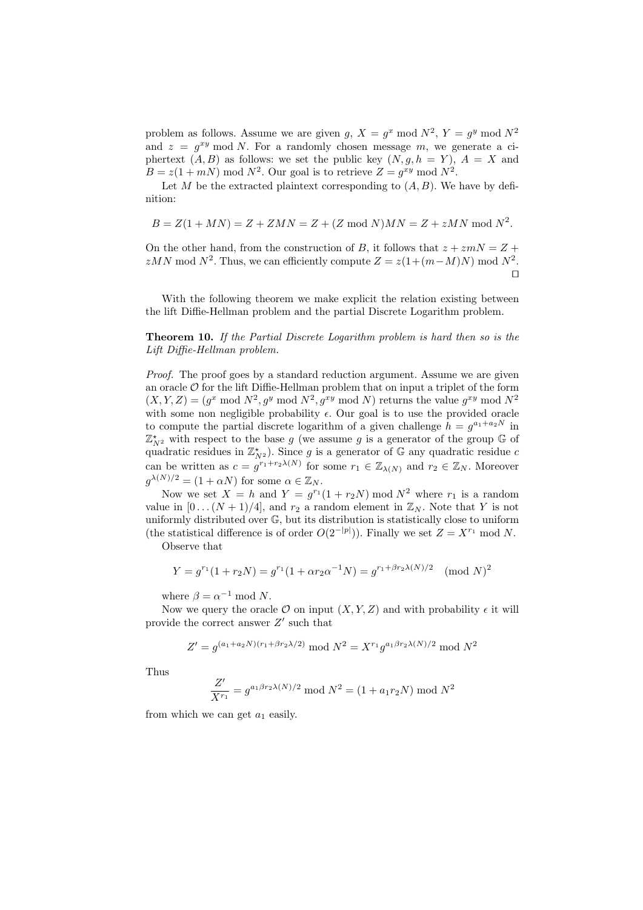problem as follows. Assume we are given $g$, $X = g^x \bmod N^2$, $Y = g^y \bmod N^2$ and $z = g^{xy} \bmod N$. For a randomly chosen message $m$, we generate a ciphertext $(A, B)$ as follows: we set the public key $(N, g, h = Y)$, $A = X$ and $B = z(1 + mN) \bmod N^2$. Our goal is to retrieve $Z = g^{xy} \bmod N^2$.

Let $M$ be the extracted plaintext corresponding to $(A, B)$. We have by definition:

$$B = Z(1 + MN) = Z + ZMN = Z + (Z \bmod N)MN = Z + zMN \bmod N^2.$$

On the other hand, from the construction of $B$, it follows that $z + zmN = Z + zMN \bmod N^2$. Thus, we can efficiently compute $Z = z(1+(m-M)N) \bmod N^2$. □

With the following theorem we make explicit the relation existing between the lift Diffie-Hellman problem and the partial Discrete Logarithm problem.

**Theorem 10.** *If the Partial Discrete Logarithm problem is hard then so is the Lift Diffie-Hellman problem.*

*Proof.* The proof goes by a standard reduction argument. Assume we are given an oracle $\mathcal{O}$ for the lift Diffie-Hellman problem that on input a triplet of the form $(X, Y, Z) = (g^x \bmod N^2, g^y \bmod N^2, g^{xy} \bmod N)$ returns the value $g^{xy} \bmod N^2$ with some non negligible probability $\epsilon$. Our goal is to use the provided oracle to compute the partial discrete logarithm of a given challenge $h = g^{a_1 + a_2 N}$ in $\mathbb{Z}^\star_{N^2}$ with respect to the base $g$ (we assume $g$ is a generator of the group $\mathbb{G}$ of quadratic residues in $\mathbb{Z}^\star_{N^2}$). Since $g$ is a generator of $\mathbb{G}$ any quadratic residue $c$ can be written as $c = g^{r_1 + r_2\lambda(N)}$ for some $r_1 \in \mathbb{Z}_{\lambda(N)}$ and $r_2 \in \mathbb{Z}_N$. Moreover $g^{\lambda(N)/2} = (1 + \alpha N)$ for some $\alpha \in \mathbb{Z}_N$.

Now we set $X = h$ and $Y = g^{r_1}(1 + r_2 N) \bmod N^2$ where $r_1$ is a random value in $[0 \ldots (N+1)/4]$, and $r_2$ a random element in $\mathbb{Z}_N$. Note that $Y$ is not uniformly distributed over $\mathbb{G}$, but its distribution is statistically close to uniform (the statistical difference is of order $O(2^{-|p|})$). Finally we set $Z = X^{r_1} \bmod N$.

Observe that

$$Y = g^{r_1}(1 + r_2 N) = g^{r_1}(1 + \alpha r_2 \alpha^{-1} N) = g^{r_1 + \beta r_2 \lambda(N)/2} \pmod N^2$$

where $\beta = \alpha^{-1} \bmod N$.

Now we query the oracle $\mathcal{O}$ on input $(X, Y, Z)$ and with probability $\epsilon$ it will provide the correct answer $Z'$ such that

$$Z' = g^{(a_1 + a_2 N)(r_1 + \beta r_2 \lambda/2)} \bmod N^2 = X^{r_1} g^{a_1 \beta r_2 \lambda(N)/2} \bmod N^2$$

Thus

$$\frac{Z'}{X^{r_1}} = g^{a_1 \beta r_2 \lambda(N)/2} \bmod N^2 = (1 + a_1 r_2 N) \bmod N^2$$

from which we can get $a_1$ easily.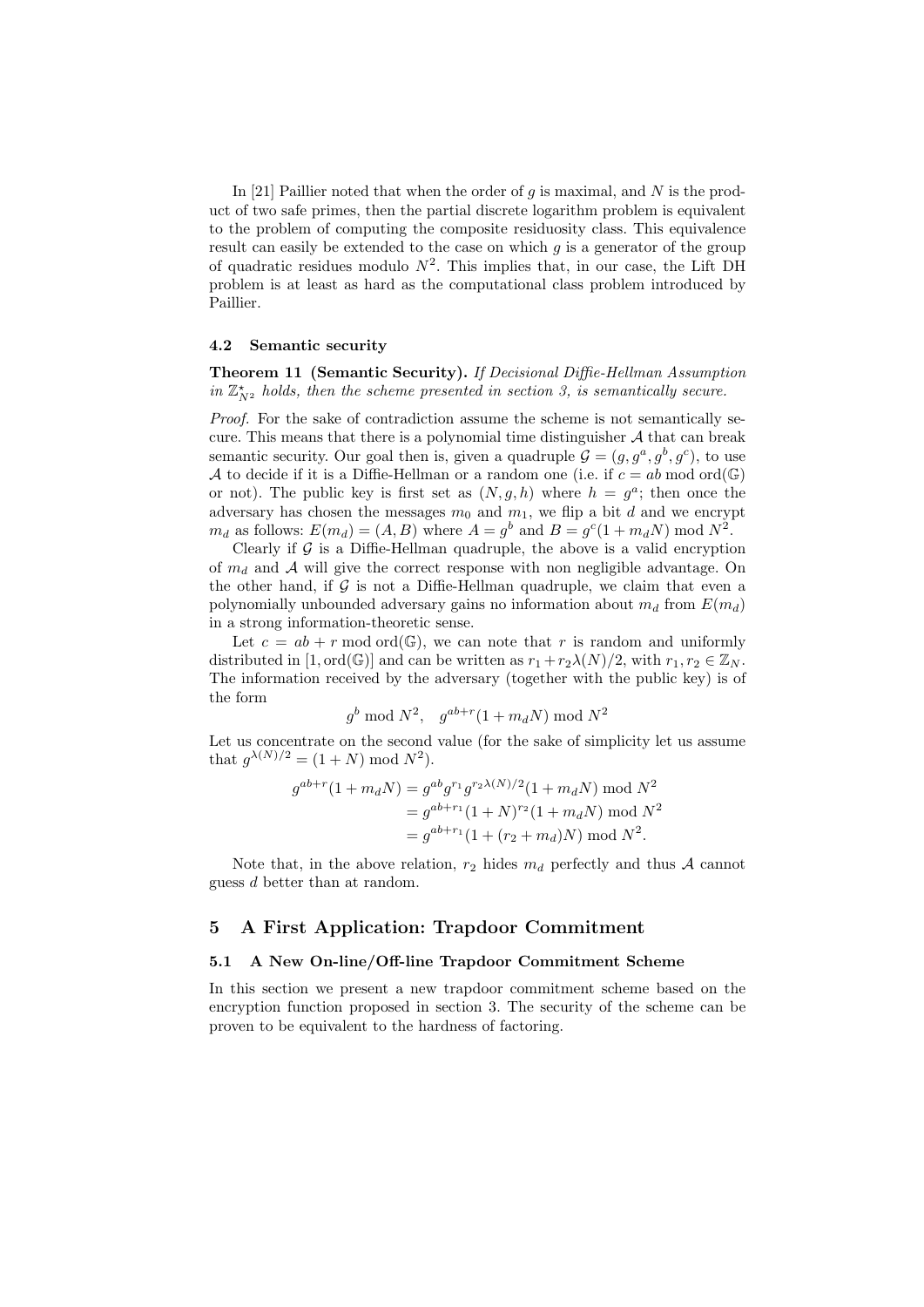In [21] Paillier noted that when the order of $g$ is maximal, and $N$ is the product of two safe primes, then the partial discrete logarithm problem is equivalent to the problem of computing the composite residuosity class. This equivalence result can easily be extended to the case on which $g$ is a generator of the group of quadratic residues modulo $N^2$. This implies that, in our case, the Lift DH problem is at least as hard as the computational class problem introduced by Paillier.

### 4.2 Semantic security

**Theorem 11 (Semantic Security).** *If Decisional Diffie-Hellman Assumption in $\mathbb{Z}^{\star}_{N^2}$ holds, then the scheme presented in section 3, is semantically secure.*

*Proof.* For the sake of contradiction assume the scheme is not semantically secure. This means that there is a polynomial time distinguisher $\mathcal{A}$ that can break semantic security. Our goal then is, given a quadruple $\mathcal{G} = (g, g^a, g^b, g^c)$, to use $\mathcal{A}$ to decide if it is a Diffie-Hellman or a random one (i.e. if $c = ab \bmod \text{ord}(\mathbb{G})$ or not). The public key is first set as $(N, g, h)$ where $h = g^a$; then once the adversary has chosen the messages $m_0$ and $m_1$, we flip a bit $d$ and we encrypt $m_d$ as follows: $E(m_d) = (A, B)$ where $A = g^b$ and $B = g^c(1 + m_d N) \bmod N^2$.

Clearly if $\mathcal{G}$ is a Diffie-Hellman quadruple, the above is a valid encryption of $m_d$ and $\mathcal{A}$ will give the correct response with non negligible advantage. On the other hand, if $\mathcal{G}$ is not a Diffie-Hellman quadruple, we claim that even a polynomially unbounded adversary gains no information about $m_d$ from $E(m_d)$ in a strong information-theoretic sense.

Let $c = ab + r \bmod \text{ord}(\mathbb{G})$, we can note that $r$ is random and uniformly distributed in $[1, \text{ord}(\mathbb{G})]$ and can be written as $r_1 + r_2\lambda(N)/2$, with $r_1, r_2 \in \mathbb{Z}_N$. The information received by the adversary (together with the public key) is of the form

$$g^b \bmod N^2, \quad g^{ab+r}(1 + m_d N) \bmod N^2$$

Let us concentrate on the second value (for the sake of simplicity let us assume that $g^{\lambda(N)/2} = (1 + N) \bmod N^2$).

$$\begin{aligned} g^{ab+r}(1 + m_d N) &= g^{ab} g^{r_1} g^{r_2\lambda(N)/2}(1 + m_d N) \bmod N^2 \\ &= g^{ab+r_1}(1 + N)^{r_2}(1 + m_d N) \bmod N^2 \\ &= g^{ab+r_1}(1 + (r_2 + m_d)N) \bmod N^2. \end{aligned}$$

Note that, in the above relation, $r_2$ hides $m_d$ perfectly and thus $\mathcal{A}$ cannot guess $d$ better than at random.

## 5 A First Application: Trapdoor Commitment

### 5.1 A New On-line/Off-line Trapdoor Commitment Scheme

In this section we present a new trapdoor commitment scheme based on the encryption function proposed in section 3. The security of the scheme can be proven to be equivalent to the hardness of factoring.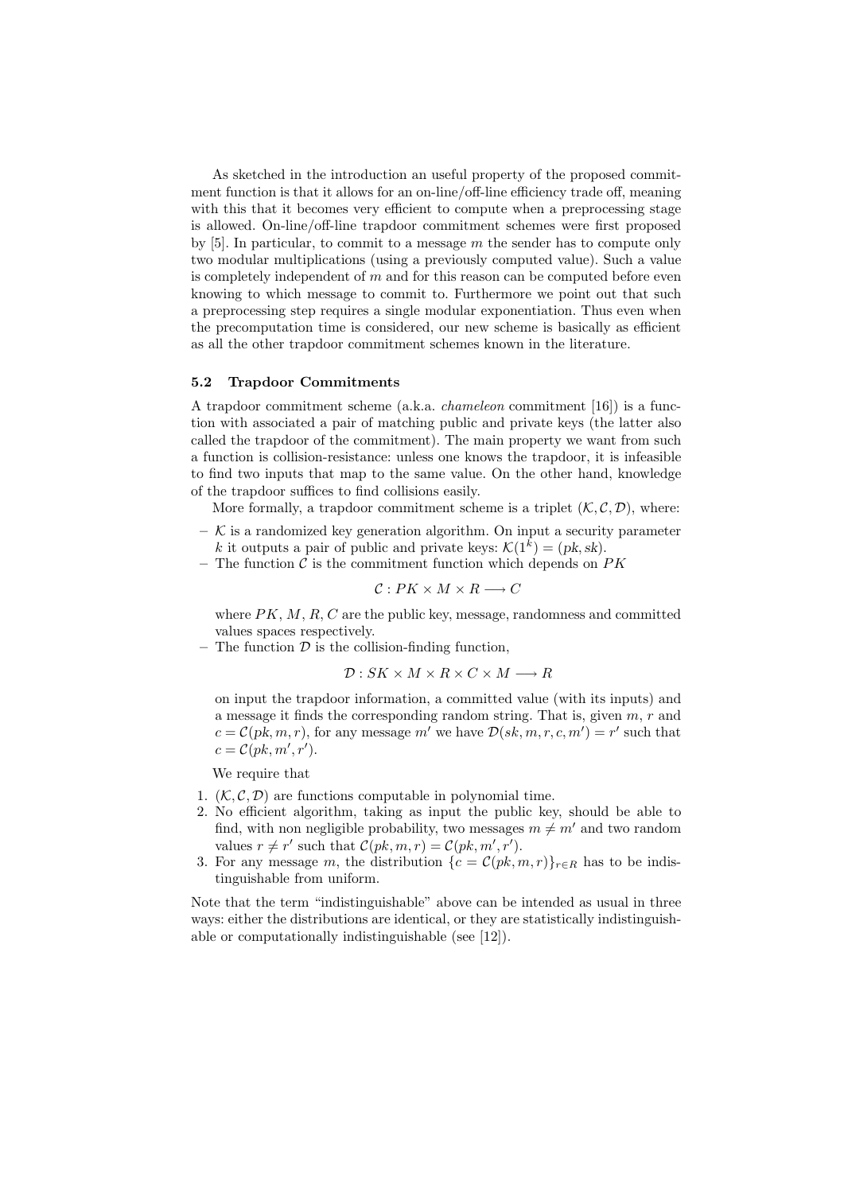As sketched in the introduction an useful property of the proposed commitment function is that it allows for an on-line/off-line efficiency trade off, meaning with this that it becomes very efficient to compute when a preprocessing stage is allowed. On-line/off-line trapdoor commitment schemes were first proposed by [5]. In particular, to commit to a message $m$ the sender has to compute only two modular multiplications (using a previously computed value). Such a value is completely independent of $m$ and for this reason can be computed before even knowing to which message to commit to. Furthermore we point out that such a preprocessing step requires a single modular exponentiation. Thus even when the precomputation time is considered, our new scheme is basically as efficient as all the other trapdoor commitment schemes known in the literature.

### 5.2 Trapdoor Commitments

A trapdoor commitment scheme (a.k.a. *chameleon* commitment [16]) is a function with associated a pair of matching public and private keys (the latter also called the trapdoor of the commitment). The main property we want from such a function is collision-resistance: unless one knows the trapdoor, it is infeasible to find two inputs that map to the same value. On the other hand, knowledge of the trapdoor suffices to find collisions easily.

More formally, a trapdoor commitment scheme is a triplet $(\mathcal{K}, \mathcal{C}, \mathcal{D})$, where:

- $\mathcal{K}$ is a randomized key generation algorithm. On input a security parameter $k$ it outputs a pair of public and private keys: $\mathcal{K}(1^k) = (pk, sk)$.
- The function $\mathcal{C}$ is the commitment function which depends on $PK$

  $$\mathcal{C} : PK \times M \times R \longrightarrow C$$

  where $PK$, $M$, $R$, $C$ are the public key, message, randomness and committed values spaces respectively.
- The function $\mathcal{D}$ is the collision-finding function,

  $$\mathcal{D} : SK \times M \times R \times C \times M \longrightarrow R$$

  on input the trapdoor information, a committed value (with its inputs) and a message it finds the corresponding random string. That is, given $m$, $r$ and $c = \mathcal{C}(pk, m, r)$, for any message $m'$ we have $\mathcal{D}(sk, m, r, c, m') = r'$ such that $c = \mathcal{C}(pk, m', r')$.

We require that

1. $(\mathcal{K}, \mathcal{C}, \mathcal{D})$ are functions computable in polynomial time.
2. No efficient algorithm, taking as input the public key, should be able to find, with non negligible probability, two messages $m \neq m'$ and two random values $r \neq r'$ such that $\mathcal{C}(pk, m, r) = \mathcal{C}(pk, m', r')$.
3. For any message $m$, the distribution $\{c = \mathcal{C}(pk, m, r)\}_{r \in R}$ has to be indistinguishable from uniform.

Note that the term "indistinguishable" above can be intended as usual in three ways: either the distributions are identical, or they are statistically indistinguishable or computationally indistinguishable (see [12]).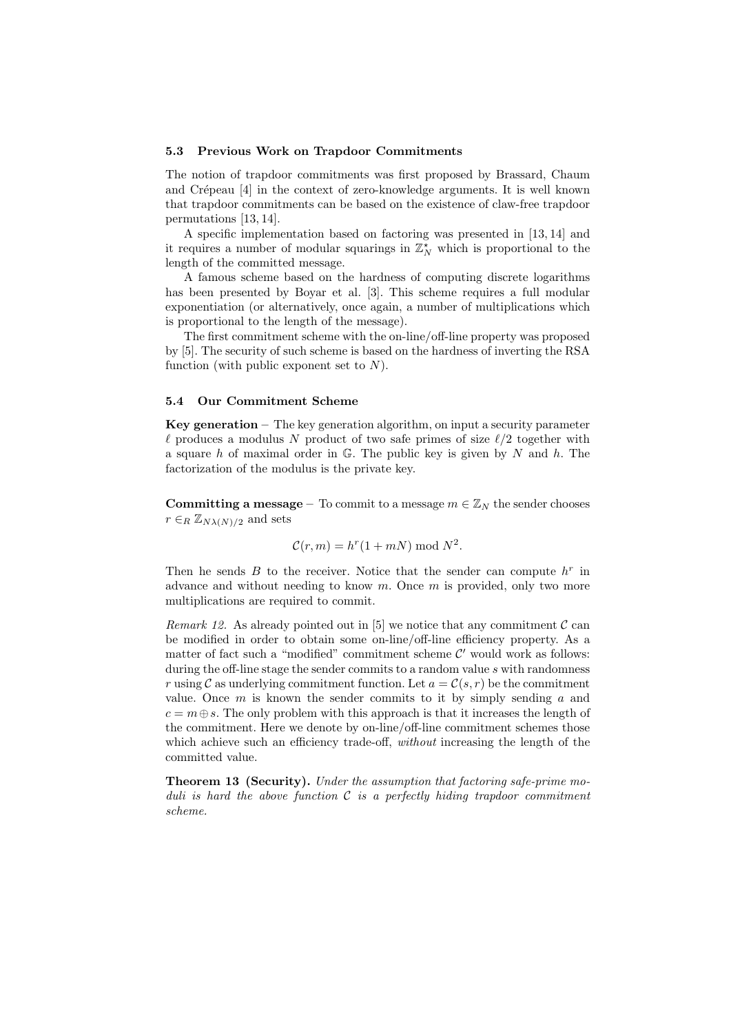### 5.3 Previous Work on Trapdoor Commitments

The notion of trapdoor commitments was first proposed by Brassard, Chaum and Crépeau [4] in the context of zero-knowledge arguments. It is well known that trapdoor commitments can be based on the existence of claw-free trapdoor permutations [13, 14].

A specific implementation based on factoring was presented in [13, 14] and it requires a number of modular squarings in $\mathbb{Z}_N^\star$ which is proportional to the length of the committed message.

A famous scheme based on the hardness of computing discrete logarithms has been presented by Boyar et al. [3]. This scheme requires a full modular exponentiation (or alternatively, once again, a number of multiplications which is proportional to the length of the message).

The first commitment scheme with the on-line/off-line property was proposed by [5]. The security of such scheme is based on the hardness of inverting the RSA function (with public exponent set to $N$).

### 5.4 Our Commitment Scheme

**Key generation** – The key generation algorithm, on input a security parameter $\ell$ produces a modulus $N$ product of two safe primes of size $\ell/2$ together with a square $h$ of maximal order in $\mathbb{G}$. The public key is given by $N$ and $h$. The factorization of the modulus is the private key.

**Committing a message** – To commit to a message $m \in \mathbb{Z}_N$ the sender chooses $r \in_R \mathbb{Z}_{N\lambda(N)/2}$ and sets

$$\mathcal{C}(r, m) = h^r(1 + mN) \bmod N^2.$$

Then he sends $B$ to the receiver. Notice that the sender can compute $h^r$ in advance and without needing to know $m$. Once $m$ is provided, only two more multiplications are required to commit.

*Remark 12.* As already pointed out in [5] we notice that any commitment $\mathcal{C}$ can be modified in order to obtain some on-line/off-line efficiency property. As a matter of fact such a "modified" commitment scheme $\mathcal{C}'$ would work as follows: during the off-line stage the sender commits to a random value $s$ with randomness $r$ using $\mathcal{C}$ as underlying commitment function. Let $a = \mathcal{C}(s, r)$ be the commitment value. Once $m$ is known the sender commits to it by simply sending $a$ and $c = m \oplus s$. The only problem with this approach is that it increases the length of the commitment. Here we denote by on-line/off-line commitment schemes those which achieve such an efficiency trade-off, *without* increasing the length of the committed value.

**Theorem 13 (Security).** *Under the assumption that factoring safe-prime moduli is hard the above function $\mathcal{C}$ is a perfectly hiding trapdoor commitment scheme.*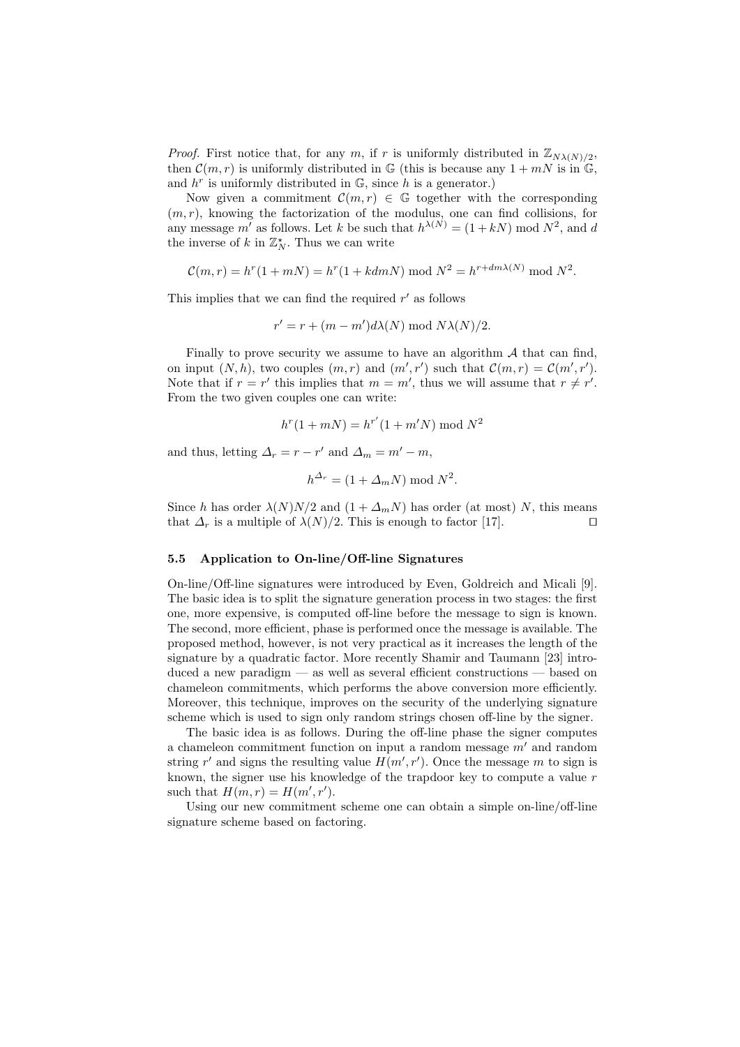*Proof.* First notice that, for any $m$, if $r$ is uniformly distributed in $\mathbb{Z}_{N\lambda(N)/2}$, then $\mathcal{C}(m,r)$ is uniformly distributed in $\mathbb{G}$ (this is because any $1+mN$ is in $\mathbb{G}$, and $h^r$ is uniformly distributed in $\mathbb{G}$, since $h$ is a generator.)

Now given a commitment $\mathcal{C}(m,r) \in \mathbb{G}$ together with the corresponding $(m,r)$, knowing the factorization of the modulus, one can find collisions, for any message $m'$ as follows. Let $k$ be such that $h^{\lambda(N)} = (1+kN) \bmod N^2$, and $d$ the inverse of $k$ in $\mathbb{Z}_N^\star$. Thus we can write

$$\mathcal{C}(m,r) = h^r(1+mN) = h^r(1+kdmN) \bmod N^2 = h^{r+dm\lambda(N)} \bmod N^2.$$

This implies that we can find the required $r'$ as follows

$$r' = r + (m-m')d\lambda(N) \bmod N\lambda(N)/2.$$

Finally to prove security we assume to have an algorithm $\mathcal{A}$ that can find, on input $(N,h)$, two couples $(m,r)$ and $(m',r')$ such that $\mathcal{C}(m,r) = \mathcal{C}(m',r')$. Note that if $r = r'$ this implies that $m = m'$, thus we will assume that $r \neq r'$. From the two given couples one can write:

$$h^r(1+mN) = h^{r'}(1+m'N) \bmod N^2$$

and thus, letting $\Delta_r = r - r'$ and $\Delta_m = m' - m$,

$$h^{\Delta_r} = (1+\Delta_m N) \bmod N^2.$$

Since $h$ has order $\lambda(N)N/2$ and $(1+\Delta_m N)$ has order (at most) $N$, this means that $\Delta_r$ is a multiple of $\lambda(N)/2$. This is enough to factor [17]. ◻

### 5.5 Application to On-line/Off-line Signatures

On-line/Off-line signatures were introduced by Even, Goldreich and Micali [9]. The basic idea is to split the signature generation process in two stages: the first one, more expensive, is computed off-line before the message to sign is known. The second, more efficient, phase is performed once the message is available. The proposed method, however, is not very practical as it increases the length of the signature by a quadratic factor. More recently Shamir and Taumann [23] introduced a new paradigm — as well as several efficient constructions — based on chameleon commitments, which performs the above conversion more efficiently. Moreover, this technique, improves on the security of the underlying signature scheme which is used to sign only random strings chosen off-line by the signer.

The basic idea is as follows. During the off-line phase the signer computes a chameleon commitment function on input a random message $m'$ and random string $r'$ and signs the resulting value $H(m',r')$. Once the message $m$ to sign is known, the signer use his knowledge of the trapdoor key to compute a value $r$ such that $H(m,r) = H(m',r')$.

Using our new commitment scheme one can obtain a simple on-line/off-line signature scheme based on factoring.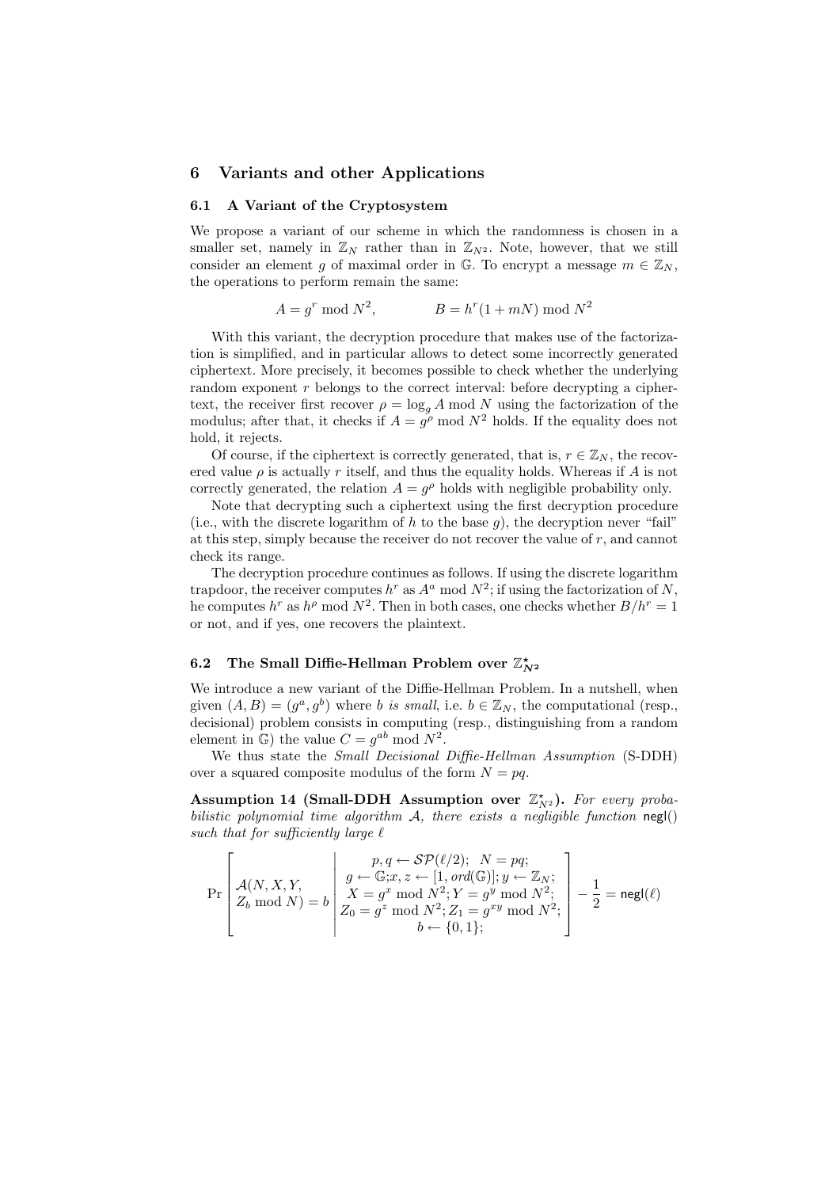## 6 Variants and other Applications

### 6.1 A Variant of the Cryptosystem

We propose a variant of our scheme in which the randomness is chosen in a smaller set, namely in $\mathbb{Z}_N$ rather than in $\mathbb{Z}_{N^2}$. Note, however, that we still consider an element $g$ of maximal order in $\mathbb{G}$. To encrypt a message $m \in \mathbb{Z}_N$, the operations to perform remain the same:

$$A = g^r \bmod N^2, \qquad\qquad B = h^r(1 + mN) \bmod N^2$$

With this variant, the decryption procedure that makes use of the factorization is simplified, and in particular allows to detect some incorrectly generated ciphertext. More precisely, it becomes possible to check whether the underlying random exponent $r$ belongs to the correct interval: before decrypting a ciphertext, the receiver first recover $\rho = \log_g A \bmod N$ using the factorization of the modulus; after that, it checks if $A = g^\rho \bmod N^2$ holds. If the equality does not hold, it rejects.

Of course, if the ciphertext is correctly generated, that is, $r \in \mathbb{Z}_N$, the recovered value $\rho$ is actually $r$ itself, and thus the equality holds. Whereas if $A$ is not correctly generated, the relation $A = g^\rho$ holds with negligible probability only.

Note that decrypting such a ciphertext using the first decryption procedure (i.e., with the discrete logarithm of $h$ to the base $g$), the decryption never "fail" at this step, simply because the receiver do not recover the value of $r$, and cannot check its range.

The decryption procedure continues as follows. If using the discrete logarithm trapdoor, the receiver computes $h^r$ as $A^a \bmod N^2$; if using the factorization of $N$, he computes $h^r$ as $h^\rho \bmod N^2$. Then in both cases, one checks whether $B/h^r = 1$ or not, and if yes, one recovers the plaintext.

### 6.2 The Small Diffie-Hellman Problem over $\mathbb{Z}^\star_{N^2}$

We introduce a new variant of the Diffie-Hellman Problem. In a nutshell, when given $(A, B) = (g^a, g^b)$ where $b$ *is small*, i.e. $b \in \mathbb{Z}_N$, the computational (resp., decisional) problem consists in computing (resp., distinguishing from a random element in $\mathbb{G}$) the value $C = g^{ab} \bmod N^2$.

We thus state the *Small Decisional Diffie-Hellman Assumption* (S-DDH) over a squared composite modulus of the form $N = pq$.

**Assumption 14 (Small-DDH Assumption over $\mathbb{Z}^\star_{N^2}$).** *For every probabilistic polynomial time algorithm $\mathcal{A}$, there exists a negligible function* $\mathsf{negl}()$ *such that for sufficiently large* $\ell$

$$\Pr\left[\begin{array}{c|c} \mathcal{A}(N, X, Y, & p, q \leftarrow \mathcal{SP}(\ell/2);\ \ N = pq; \\ Z_b \bmod N) = b & g \leftarrow \mathbb{G}; x, z \leftarrow [1, ord(\mathbb{G})]; y \leftarrow \mathbb{Z}_N; \\ & X = g^x \bmod N^2; Y = g^y \bmod N^2; \\ & Z_0 = g^z \bmod N^2; Z_1 = g^{xy} \bmod N^2; \\ & b \leftarrow \{0, 1\}; \end{array}\right] - \frac{1}{2} = \mathsf{negl}(\ell)$$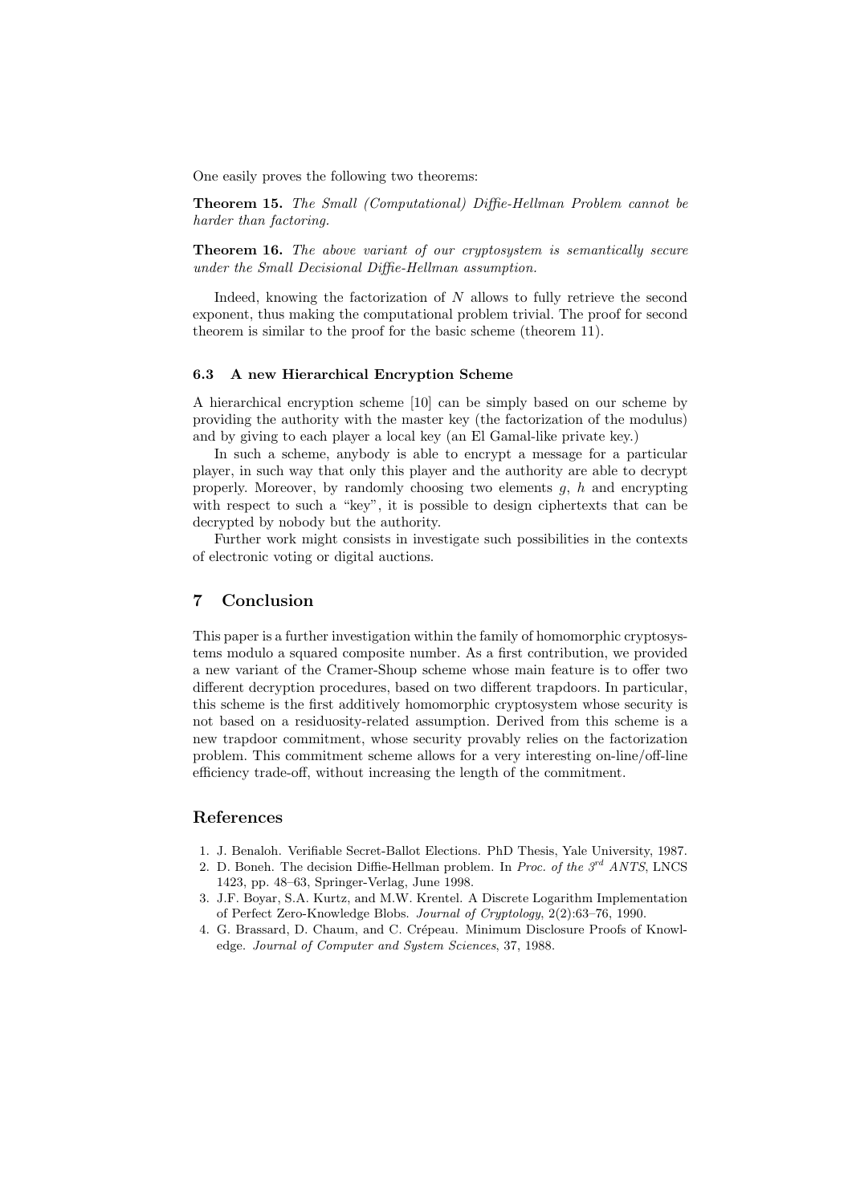One easily proves the following two theorems:

**Theorem 15.** *The Small (Computational) Diffie-Hellman Problem cannot be harder than factoring.*

**Theorem 16.** *The above variant of our cryptosystem is semantically secure under the Small Decisional Diffie-Hellman assumption.*

Indeed, knowing the factorization of $N$ allows to fully retrieve the second exponent, thus making the computational problem trivial. The proof for second theorem is similar to the proof for the basic scheme (theorem 11).

### 6.3 A new Hierarchical Encryption Scheme

A hierarchical encryption scheme [10] can be simply based on our scheme by providing the authority with the master key (the factorization of the modulus) and by giving to each player a local key (an El Gamal-like private key.)

In such a scheme, anybody is able to encrypt a message for a particular player, in such way that only this player and the authority are able to decrypt properly. Moreover, by randomly choosing two elements $g$, $h$ and encrypting with respect to such a "key", it is possible to design ciphertexts that can be decrypted by nobody but the authority.

Further work might consists in investigate such possibilities in the contexts of electronic voting or digital auctions.

## 7 Conclusion

This paper is a further investigation within the family of homomorphic cryptosystems modulo a squared composite number. As a first contribution, we provided a new variant of the Cramer-Shoup scheme whose main feature is to offer two different decryption procedures, based on two different trapdoors. In particular, this scheme is the first additively homomorphic cryptosystem whose security is not based on a residuosity-related assumption. Derived from this scheme is a new trapdoor commitment, whose security provably relies on the factorization problem. This commitment scheme allows for a very interesting on-line/off-line efficiency trade-off, without increasing the length of the commitment.

## References

1. J. Benaloh. Verifiable Secret-Ballot Elections. PhD Thesis, Yale University, 1987.
2. D. Boneh. The decision Diffie-Hellman problem. In *Proc. of the 3rd ANTS*, LNCS 1423, pp. 48–63, Springer-Verlag, June 1998.
3. J.F. Boyar, S.A. Kurtz, and M.W. Krentel. A Discrete Logarithm Implementation of Perfect Zero-Knowledge Blobs. *Journal of Cryptology*, 2(2):63–76, 1990.
4. G. Brassard, D. Chaum, and C. Crépeau. Minimum Disclosure Proofs of Knowledge. *Journal of Computer and System Sciences*, 37, 1988.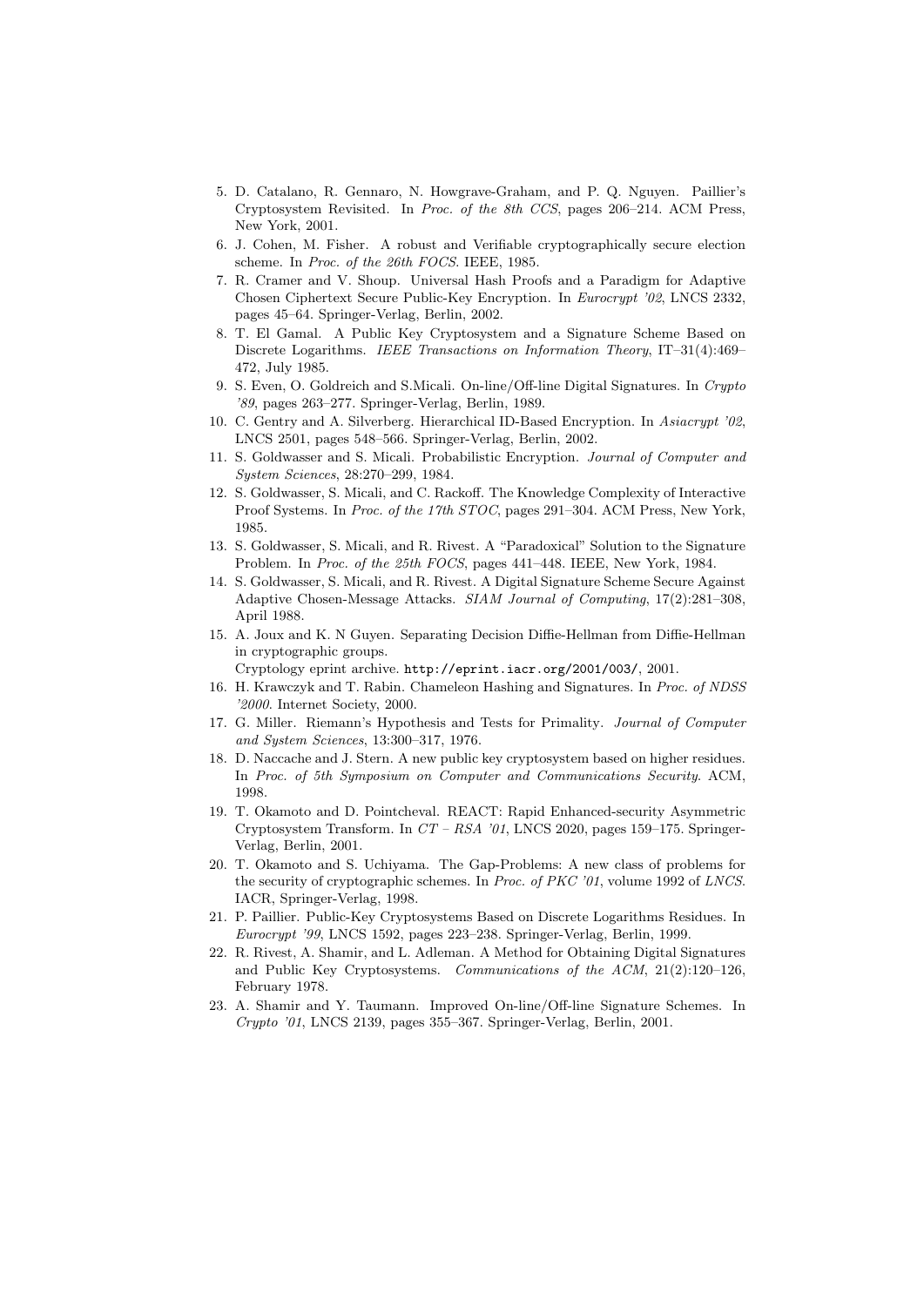5. D. Catalano, R. Gennaro, N. Howgrave-Graham, and P. Q. Nguyen. Paillier's Cryptosystem Revisited. In *Proc. of the 8th CCS*, pages 206–214. ACM Press, New York, 2001.
6. J. Cohen, M. Fisher. A robust and Verifiable cryptographically secure election scheme. In *Proc. of the 26th FOCS*. IEEE, 1985.
7. R. Cramer and V. Shoup. Universal Hash Proofs and a Paradigm for Adaptive Chosen Ciphertext Secure Public-Key Encryption. In *Eurocrypt '02*, LNCS 2332, pages 45–64. Springer-Verlag, Berlin, 2002.
8. T. El Gamal. A Public Key Cryptosystem and a Signature Scheme Based on Discrete Logarithms. *IEEE Transactions on Information Theory*, IT–31(4):469–472, July 1985.
9. S. Even, O. Goldreich and S.Micali. On-line/Off-line Digital Signatures. In *Crypto '89*, pages 263–277. Springer-Verlag, Berlin, 1989.
10. C. Gentry and A. Silverberg. Hierarchical ID-Based Encryption. In *Asiacrypt '02*, LNCS 2501, pages 548–566. Springer-Verlag, Berlin, 2002.
11. S. Goldwasser and S. Micali. Probabilistic Encryption. *Journal of Computer and System Sciences*, 28:270–299, 1984.
12. S. Goldwasser, S. Micali, and C. Rackoff. The Knowledge Complexity of Interactive Proof Systems. In *Proc. of the 17th STOC*, pages 291–304. ACM Press, New York, 1985.
13. S. Goldwasser, S. Micali, and R. Rivest. A "Paradoxical" Solution to the Signature Problem. In *Proc. of the 25th FOCS*, pages 441–448. IEEE, New York, 1984.
14. S. Goldwasser, S. Micali, and R. Rivest. A Digital Signature Scheme Secure Against Adaptive Chosen-Message Attacks. *SIAM Journal of Computing*, 17(2):281–308, April 1988.
15. A. Joux and K. N Guyen. Separating Decision Diffie-Hellman from Diffie-Hellman in cryptographic groups.
    Cryptology eprint archive. `http://eprint.iacr.org/2001/003/`, 2001.
16. H. Krawczyk and T. Rabin. Chameleon Hashing and Signatures. In *Proc. of NDSS '2000*. Internet Society, 2000.
17. G. Miller. Riemann's Hypothesis and Tests for Primality. *Journal of Computer and System Sciences*, 13:300–317, 1976.
18. D. Naccache and J. Stern. A new public key cryptosystem based on higher residues. In *Proc. of 5th Symposium on Computer and Communications Security*. ACM, 1998.
19. T. Okamoto and D. Pointcheval. REACT: Rapid Enhanced-security Asymmetric Cryptosystem Transform. In *CT – RSA '01*, LNCS 2020, pages 159–175. Springer-Verlag, Berlin, 2001.
20. T. Okamoto and S. Uchiyama. The Gap-Problems: A new class of problems for the security of cryptographic schemes. In *Proc. of PKC '01*, volume 1992 of *LNCS*. IACR, Springer-Verlag, 1998.
21. P. Paillier. Public-Key Cryptosystems Based on Discrete Logarithms Residues. In *Eurocrypt '99*, LNCS 1592, pages 223–238. Springer-Verlag, Berlin, 1999.
22. R. Rivest, A. Shamir, and L. Adleman. A Method for Obtaining Digital Signatures and Public Key Cryptosystems. *Communications of the ACM*, 21(2):120–126, February 1978.
23. A. Shamir and Y. Taumann. Improved On-line/Off-line Signature Schemes. In *Crypto '01*, LNCS 2139, pages 355–367. Springer-Verlag, Berlin, 2001.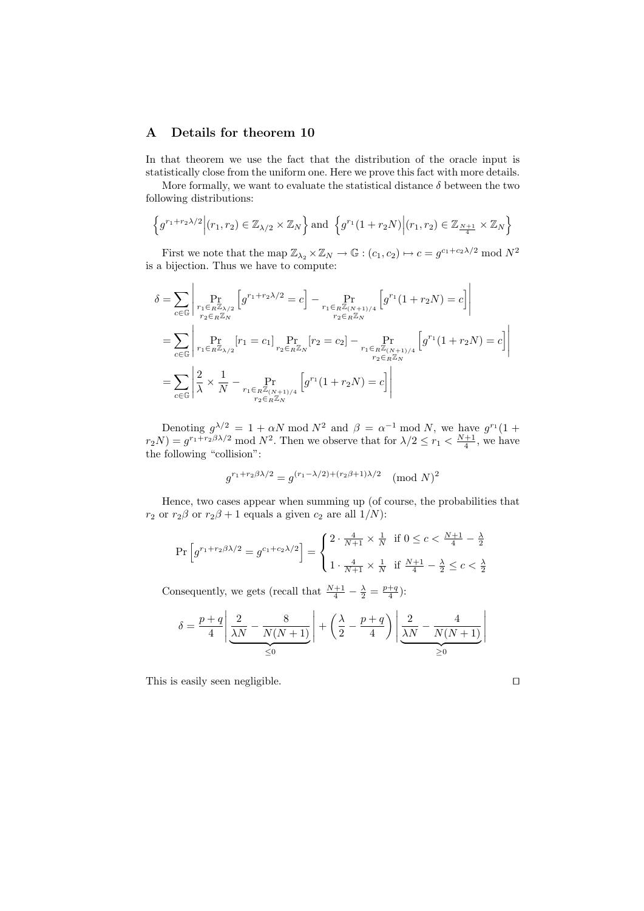## A Details for theorem 10

In that theorem we use the fact that the distribution of the oracle input is statistically close from the uniform one. Here we prove this fact with more details.

More formally, we want to evaluate the statistical distance $\delta$ between the two following distributions:

$$\left\{ g^{r_1 + r_2\lambda/2} \middle| (r_1, r_2) \in \mathbb{Z}_{\lambda/2} \times \mathbb{Z}_N \right\} \text{ and } \left\{ g^{r_1}(1 + r_2 N) \middle| (r_1, r_2) \in \mathbb{Z}_{\frac{N+1}{4}} \times \mathbb{Z}_N \right\}$$

First we note that the map $\mathbb{Z}_{\lambda_2} \times \mathbb{Z}_N \to \mathbb{G} : (c_1, c_2) \mapsto c = g^{c_1 + c_2\lambda/2} \bmod N^2$ is a bijection. Thus we have to compute:

$$\begin{aligned}
\delta &= \sum_{c \in \mathbb{G}} \left| \Pr_{\substack{r_1 \in_R \mathbb{Z}_{\lambda/2} \\ r_2 \in_R \mathbb{Z}_N}} \left[ g^{r_1 + r_2\lambda/2} = c \right] - \Pr_{\substack{r_1 \in_R \mathbb{Z}_{(N+1)/4} \\ r_2 \in_R \mathbb{Z}_N}} \left[ g^{r_1}(1 + r_2 N) = c \right] \right| \\
&= \sum_{c \in \mathbb{G}} \left| \Pr_{r_1 \in_R \mathbb{Z}_{\lambda/2}} [r_1 = c_1] \Pr_{r_2 \in_R \mathbb{Z}_N} [r_2 = c_2] - \Pr_{\substack{r_1 \in_R \mathbb{Z}_{(N+1)/4} \\ r_2 \in_R \mathbb{Z}_N}} \left[ g^{r_1}(1 + r_2 N) = c \right] \right| \\
&= \sum_{c \in \mathbb{G}} \left| \frac{2}{\lambda} \times \frac{1}{N} - \Pr_{\substack{r_1 \in_R \mathbb{Z}_{(N+1)/4} \\ r_2 \in_R \mathbb{Z}_N}} \left[ g^{r_1}(1 + r_2 N) = c \right] \right|
\end{aligned}$$

Denoting $g^{\lambda/2} = 1 + \alpha N \bmod N^2$ and $\beta = \alpha^{-1} \bmod N$, we have $g^{r_1}(1 + r_2 N) = g^{r_1 + r_2\beta\lambda/2} \bmod N^2$. Then we observe that for $\lambda/2 \leq r_1 < \frac{N+1}{4}$, we have the following "collision":

$$g^{r_1 + r_2\beta\lambda/2} = g^{(r_1 - \lambda/2) + (r_2\beta + 1)\lambda/2} \pmod{N}^2$$

Hence, two cases appear when summing up (of course, the probabilities that $r_2$ or $r_2\beta$ or $r_2\beta + 1$ equals a given $c_2$ are all $1/N$):

$$\Pr\left[ g^{r_1 + r_2\beta\lambda/2} = g^{c_1 + c_2\lambda/2} \right] = \begin{cases} 2 \cdot \frac{4}{N+1} \times \frac{1}{N} & \text{if } 0 \leq c < \frac{N+1}{4} - \frac{\lambda}{2} \\ 1 \cdot \frac{4}{N+1} \times \frac{1}{N} & \text{if } \frac{N+1}{4} - \frac{\lambda}{2} \leq c < \frac{\lambda}{2} \end{cases}$$

Consequently, we gets (recall that $\frac{N+1}{4} - \frac{\lambda}{2} = \frac{p+q}{4}$):

$$\delta = \frac{p+q}{4} \Bigg| \underbrace{\frac{2}{\lambda N} - \frac{8}{N(N+1)}}_{\leq 0} \Bigg| + \left( \frac{\lambda}{2} - \frac{p+q}{4} \right) \Bigg| \underbrace{\frac{2}{\lambda N} - \frac{4}{N(N+1)}}_{\geq 0} \Bigg|$$

This is easily seen negligible. □